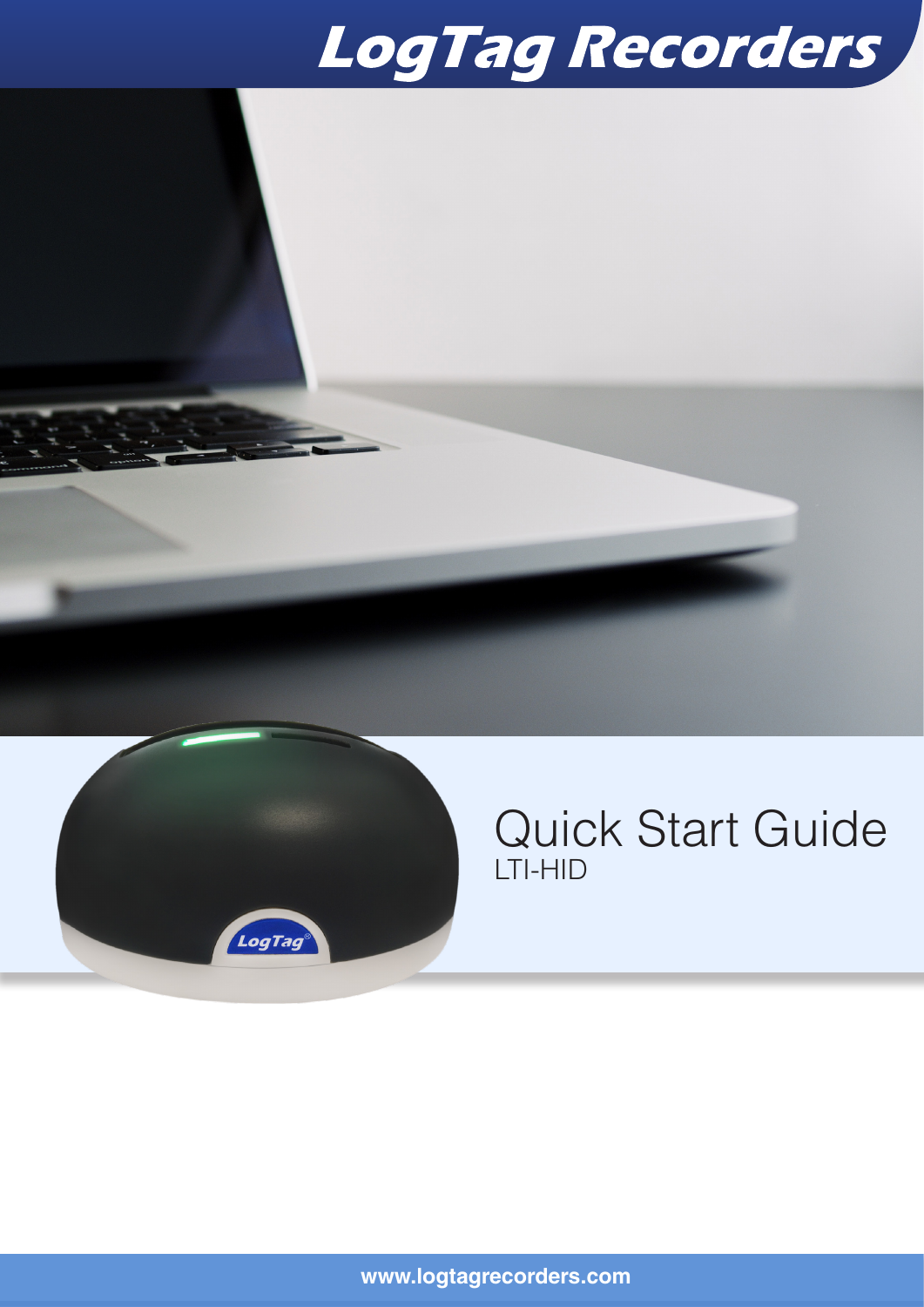# LogTag Recorders

# Quick Start Guide

LTI-HID

**www.logtagrecorders.com**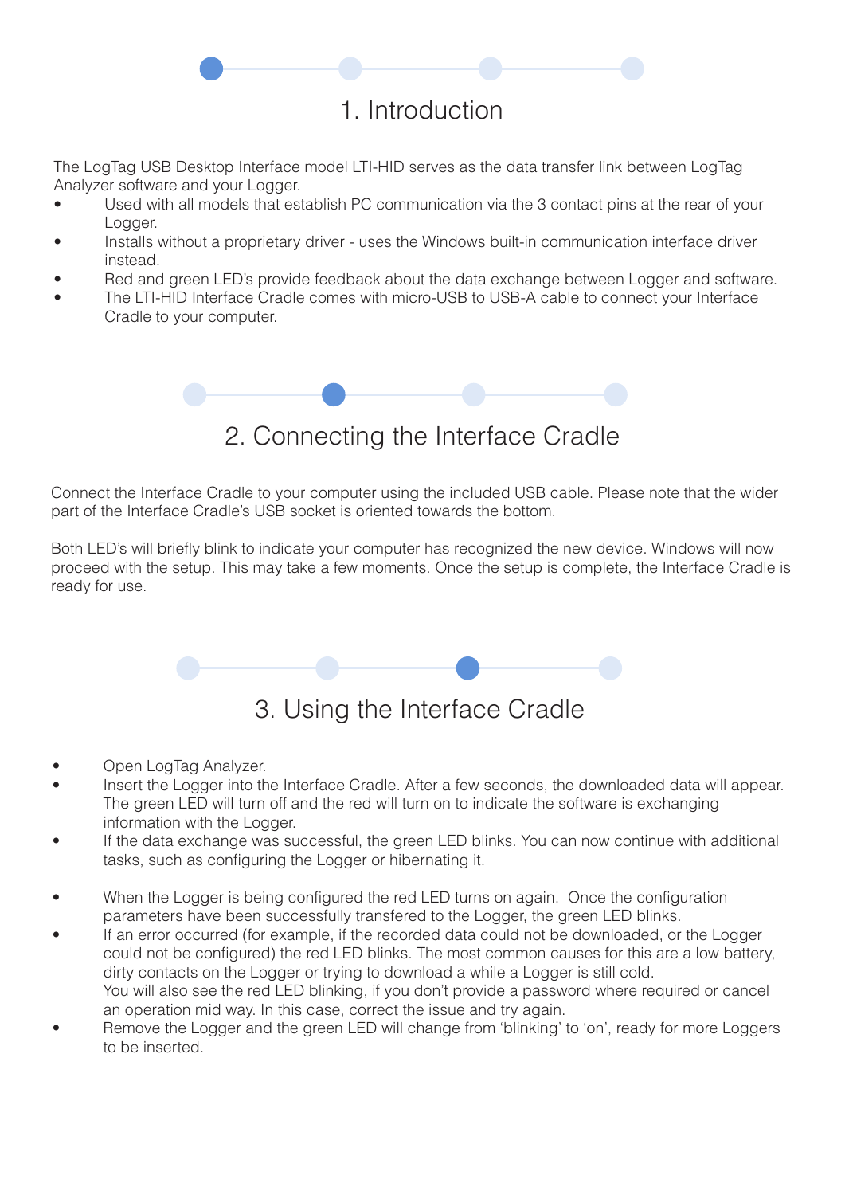## 1. Introduction

The LogTag USB Desktop Interface model LTI-HID serves as the data transfer link between LogTag Analyzer software and your Logger.

- Used with all models that establish PC communication via the 3 contact pins at the rear of your Logger.
- Installs without a proprietary driver - uses the Windows built-in communication interface driver instead.
- Red and green LED's provide feedback about the data exchange between Logger and software.
- The LTI-HID Interface Cradle comes with micro-USB to USB-A cable to connect your Interface Cradle to your computer.

## 2. Connecting the Interface Cradle

Connect the Interface Cradle to your computer using the included USB cable. Please note that the wider part of the Interface Cradle's USB socket is oriented towards the bottom.

Both LED's will briefly blink to indicate your computer has recognized the new device. Windows will now proceed with the setup. This may take a few moments. Once the setup is complete, the Interface Cradle is ready for use.

## 3. Using the Interface Cradle

- Open LogTag Analyzer.
- Insert the Logger into the Interface Cradle. After a few seconds, the downloaded data will appear. The green LED will turn off and the red will turn on to indicate the software is exchanging information with the Logger.
- If the data exchange was successful, the green LED blinks. You can now continue with additional tasks, such as configuring the Logger or hibernating it.
- When the Logger is being configured the red LED turns on again. Once the configuration parameters have been successfully transfered to the Logger, the green LED blinks.
- If an error occurred (for example, if the recorded data could not be downloaded, or the Logger could not be configured) the red LED blinks. The most common causes for this are a low battery, dirty contacts on the Logger or trying to download a while a Logger is still cold.
  You will also see the red LED blinking, if you don't provide a password where required or cancel an operation mid way. In this case, correct the issue and try again.
- Remove the Logger and the green LED will change from 'blinking' to 'on', ready for more Loggers to be inserted.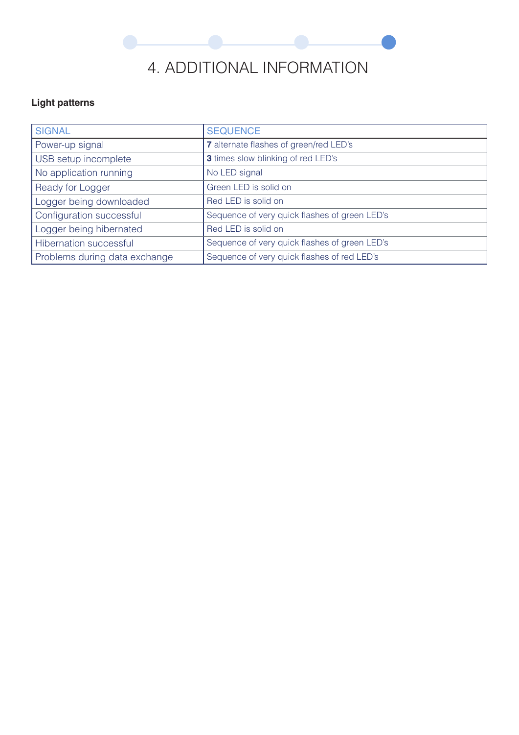# 4. ADDITIONAL INFORMATION

**Light patterns**

| SIGNAL | SEQUENCE |
| --- | --- |
| Power-up signal | **7** alternate flashes of green/red LED's |
| USB setup incomplete | **3** times slow blinking of red LED's |
| No application running | No LED signal |
| Ready for Logger | Green LED is solid on |
| Logger being downloaded | Red LED is solid on |
| Configuration successful | Sequence of very quick flashes of green LED's |
| Logger being hibernated | Red LED is solid on |
| Hibernation successful | Sequence of very quick flashes of green LED's |
| Problems during data exchange | Sequence of very quick flashes of red LED's |